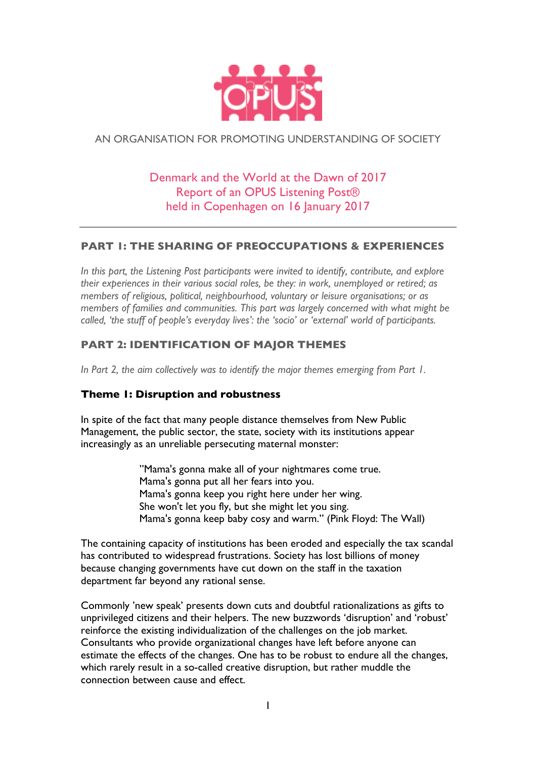OPUS

AN ORGANISATION FOR PROMOTING UNDERSTANDING OF SOCIETY

# Denmark and the World at the Dawn of 2017
## Report of an OPUS Listening Post®
## held in Copenhagen on 16 January 2017

---

## PART 1: THE SHARING OF PREOCCUPATIONS & EXPERIENCES

*In this part, the Listening Post participants were invited to identify, contribute, and explore their experiences in their various social roles, be they: in work, unemployed or retired; as members of religious, political, neighbourhood, voluntary or leisure organisations; or as members of families and communities. This part was largely concerned with what might be called, 'the stuff of people's everyday lives': the 'socio' or 'external' world of participants.*

## PART 2: IDENTIFICATION OF MAJOR THEMES

*In Part 2, the aim collectively was to identify the major themes emerging from Part 1.*

### Theme 1: Disruption and robustness

In spite of the fact that many people distance themselves from New Public Management, the public sector, the state, society with its institutions appear increasingly as an unreliable persecuting maternal monster:

> "Mama's gonna make all of your nightmares come true.
> Mama's gonna put all her fears into you.
> Mama's gonna keep you right here under her wing.
> She won't let you fly, but she might let you sing.
> Mama's gonna keep baby cosy and warm." (Pink Floyd: The Wall)

The containing capacity of institutions has been eroded and especially the tax scandal has contributed to widespread frustrations. Society has lost billions of money because changing governments have cut down on the staff in the taxation department far beyond any rational sense.

Commonly 'new speak' presents down cuts and doubtful rationalizations as gifts to unprivileged citizens and their helpers. The new buzzwords 'disruption' and 'robust' reinforce the existing individualization of the challenges on the job market. Consultants who provide organizational changes have left before anyone can estimate the effects of the changes. One has to be robust to endure all the changes, which rarely result in a so-called creative disruption, but rather muddle the connection between cause and effect.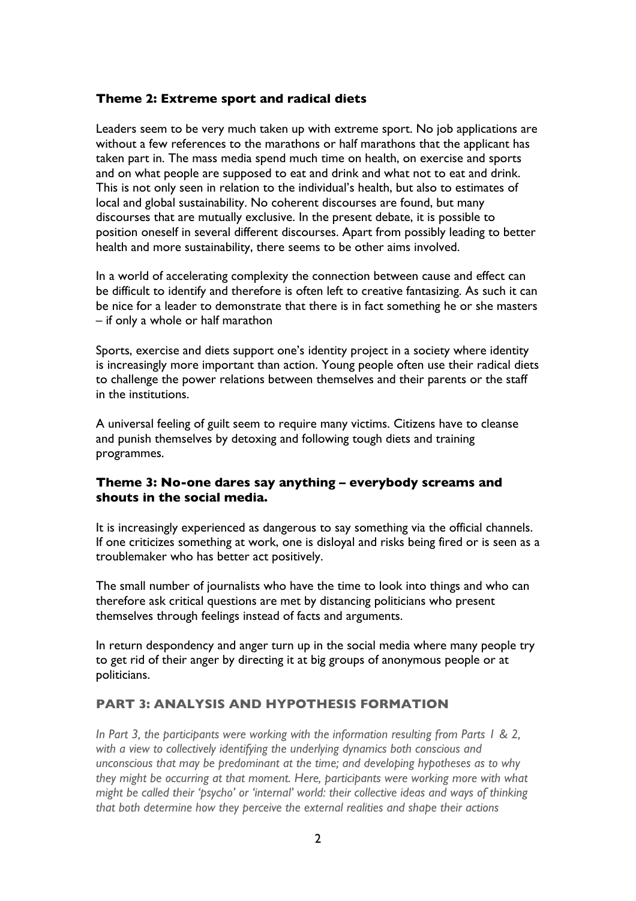### Theme 2: Extreme sport and radical diets

Leaders seem to be very much taken up with extreme sport. No job applications are without a few references to the marathons or half marathons that the applicant has taken part in. The mass media spend much time on health, on exercise and sports and on what people are supposed to eat and drink and what not to eat and drink. This is not only seen in relation to the individual's health, but also to estimates of local and global sustainability. No coherent discourses are found, but many discourses that are mutually exclusive. In the present debate, it is possible to position oneself in several different discourses. Apart from possibly leading to better health and more sustainability, there seems to be other aims involved.

In a world of accelerating complexity the connection between cause and effect can be difficult to identify and therefore is often left to creative fantasizing. As such it can be nice for a leader to demonstrate that there is in fact something he or she masters – if only a whole or half marathon

Sports, exercise and diets support one's identity project in a society where identity is increasingly more important than action. Young people often use their radical diets to challenge the power relations between themselves and their parents or the staff in the institutions.

A universal feeling of guilt seem to require many victims. Citizens have to cleanse and punish themselves by detoxing and following tough diets and training programmes.

### Theme 3: No-one dares say anything – everybody screams and shouts in the social media.

It is increasingly experienced as dangerous to say something via the official channels. If one criticizes something at work, one is disloyal and risks being fired or is seen as a troublemaker who has better act positively.

The small number of journalists who have the time to look into things and who can therefore ask critical questions are met by distancing politicians who present themselves through feelings instead of facts and arguments.

In return despondency and anger turn up in the social media where many people try to get rid of their anger by directing it at big groups of anonymous people or at politicians.

## PART 3: ANALYSIS AND HYPOTHESIS FORMATION

*In Part 3, the participants were working with the information resulting from Parts 1 & 2, with a view to collectively identifying the underlying dynamics both conscious and unconscious that may be predominant at the time; and developing hypotheses as to why they might be occurring at that moment. Here, participants were working more with what might be called their 'psycho' or 'internal' world: their collective ideas and ways of thinking that both determine how they perceive the external realities and shape their actions*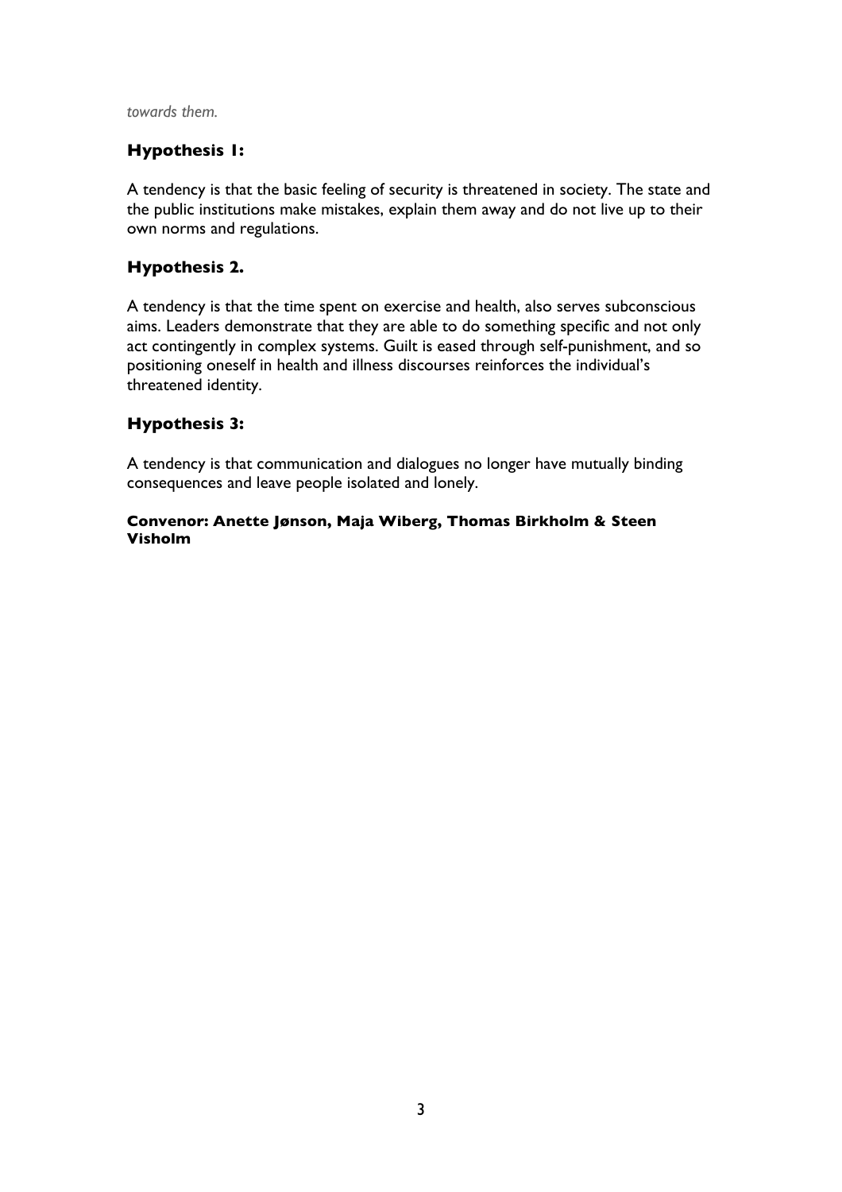*towards them.*

### Hypothesis 1:

A tendency is that the basic feeling of security is threatened in society. The state and the public institutions make mistakes, explain them away and do not live up to their own norms and regulations.

### Hypothesis 2.

A tendency is that the time spent on exercise and health, also serves subconscious aims. Leaders demonstrate that they are able to do something specific and not only act contingently in complex systems. Guilt is eased through self-punishment, and so positioning oneself in health and illness discourses reinforces the individual's threatened identity.

### Hypothesis 3:

A tendency is that communication and dialogues no longer have mutually binding consequences and leave people isolated and lonely.

**Convenor: Anette Jønson, Maja Wiberg, Thomas Birkholm & Steen Visholm**